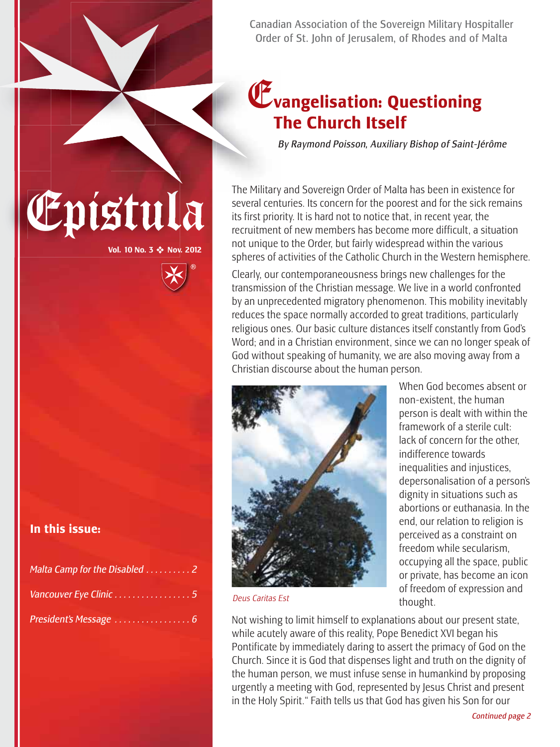Canadian Association of the Sovereign Military Hospitaller Order of St. John of Jerusalem, of Rhodes and of Malta

# Epistula

**Vol. 10 No. 3 ❖ Nov. 2012**

**In this issue:**

*Malta Camp for the Disabled* . . . . . . . . . . 2

*Vancouver Eye Clinic* . . . . . . . . . . . . . . . . . 5

*President's Message* . . . . . . . . . . . . . . . . . 6

# Evangelisation: Questioning The Church Itself

*By Raymond Poisson, Auxiliary Bishop of Saint-Jérôme*

The Military and Sovereign Order of Malta has been in existence for several centuries. Its concern for the poorest and for the sick remains its first priority. It is hard not to notice that, in recent year, the recruitment of new members has become more difficult, a situation not unique to the Order, but fairly widespread within the various spheres of activities of the Catholic Church in the Western hemisphere.

Clearly, our contemporaneousness brings new challenges for the transmission of the Christian message. We live in a world confronted by an unprecedented migratory phenomenon. This mobility inevitably reduces the space normally accorded to great traditions, particularly religious ones. Our basic culture distances itself constantly from God's Word; and in a Christian environment, since we can no longer speak of God without speaking of humanity, we are also moving away from a Christian discourse about the human person.

*Deus Caritas Est*

When God becomes absent or non-existent, the human person is dealt with within the framework of a sterile cult: lack of concern for the other, indifference towards inequalities and injustices, depersonalisation of a person's dignity in situations such as abortions or euthanasia. In the end, our relation to religion is perceived as a constraint on freedom while secularism, occupying all the space, public or private, has become an icon of freedom of expression and thought.

Not wishing to limit himself to explanations about our present state, while acutely aware of this reality, Pope Benedict XVI began his Pontificate by immediately daring to assert the primacy of God on the Church. Since it is God that dispenses light and truth on the dignity of the human person, we must infuse sense in humankind by proposing urgently a meeting with God, represented by Jesus Christ and present in the Holy Spirit." Faith tells us that God has given his Son for our

*Continued page 2*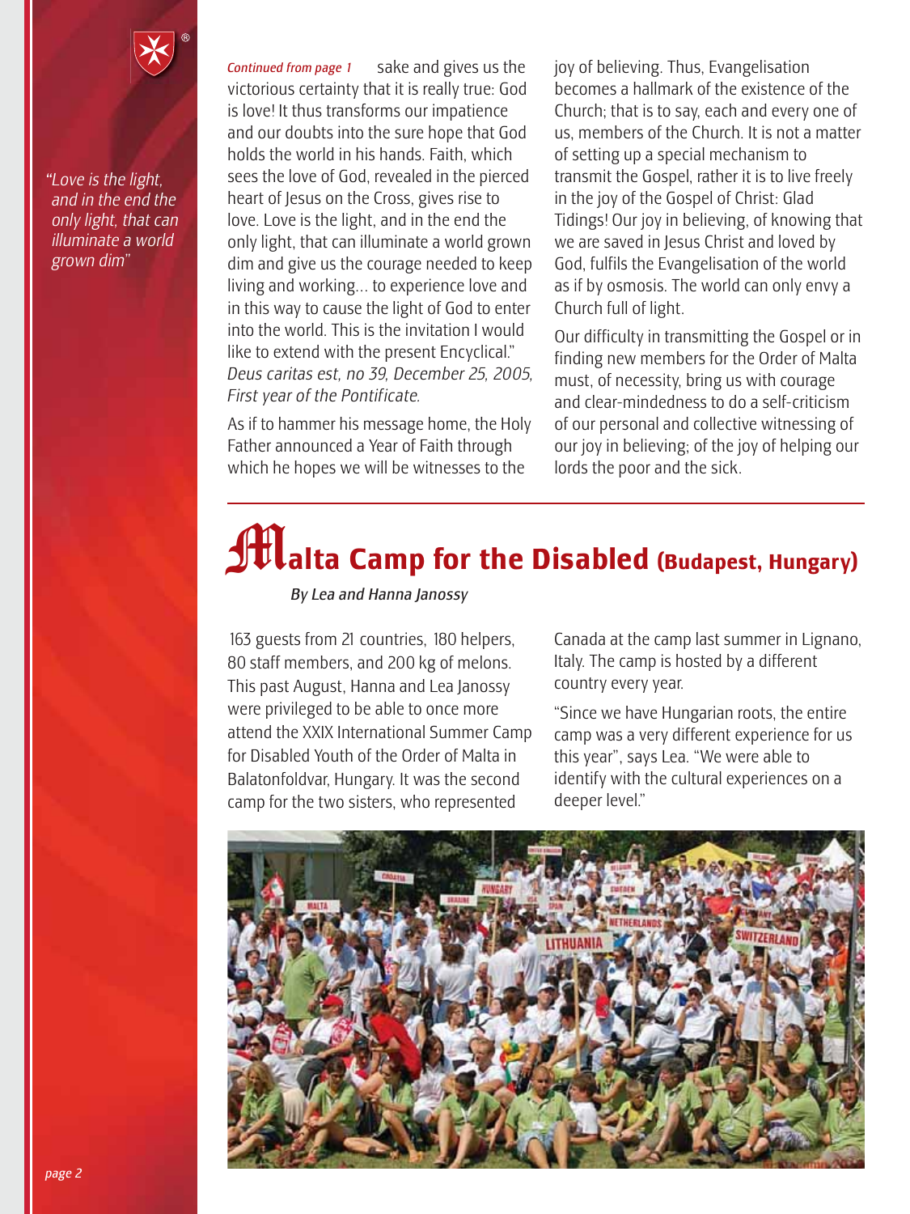*"Love is the light, and in the end the only light, that can illuminate a world grown dim"*

*Continued from page 1* sake and gives us the victorious certainty that it is really true: God is love! It thus transforms our impatience and our doubts into the sure hope that God holds the world in his hands. Faith, which sees the love of God, revealed in the pierced heart of Jesus on the Cross, gives rise to love. Love is the light, and in the end the only light, that can illuminate a world grown dim and give us the courage needed to keep living and working... to experience love and in this way to cause the light of God to enter into the world. This is the invitation I would like to extend with the present Encyclical." *Deus caritas est, no 39, December 25, 2005, First year of the Pontificate.*

As if to hammer his message home, the Holy Father announced a Year of Faith through which he hopes we will be witnesses to the joy of believing. Thus, Evangelisation becomes a hallmark of the existence of the Church; that is to say, each and every one of us, members of the Church. It is not a matter of setting up a special mechanism to transmit the Gospel, rather it is to live freely in the joy of the Gospel of Christ: Glad Tidings! Our joy in believing, of knowing that we are saved in Jesus Christ and loved by God, fulfils the Evangelisation of the world as if by osmosis. The world can only envy a Church full of light.

Our difficulty in transmitting the Gospel or in finding new members for the Order of Malta must, of necessity, bring us with courage and clear-mindedness to do a self-criticism of our personal and collective witnessing of our joy in believing; of the joy of helping our lords the poor and the sick.

# Malta Camp for the Disabled (Budapest, Hungary)

*By Lea and Hanna Janossy*

163 guests from 21 countries, 180 helpers, 80 staff members, and 200 kg of melons. This past August, Hanna and Lea Janossy were privileged to be able to once more attend the XXIX International Summer Camp for Disabled Youth of the Order of Malta in Balatonfoldvar, Hungary. It was the second camp for the two sisters, who represented Canada at the camp last summer in Lignano, Italy. The camp is hosted by a different country every year.

"Since we have Hungarian roots, the entire camp was a very different experience for us this year", says Lea. "We were able to identify with the cultural experiences on a deeper level."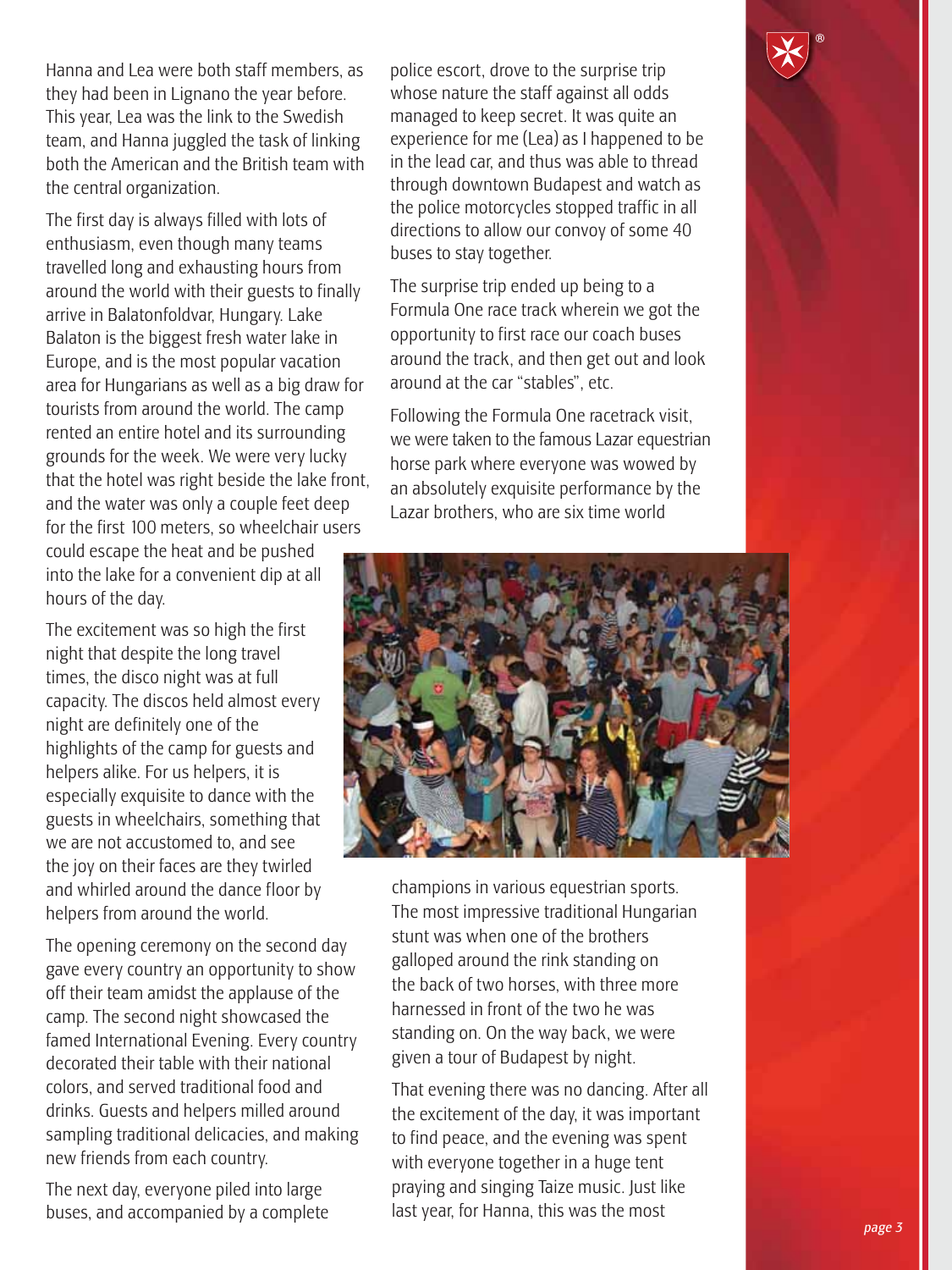Hanna and Lea were both staff members, as they had been in Lignano the year before. This year, Lea was the link to the Swedish team, and Hanna juggled the task of linking both the American and the British team with the central organization.

The first day is always filled with lots of enthusiasm, even though many teams travelled long and exhausting hours from around the world with their guests to finally arrive in Balatonfoldvar, Hungary. Lake Balaton is the biggest fresh water lake in Europe, and is the most popular vacation area for Hungarians as well as a big draw for tourists from around the world. The camp rented an entire hotel and its surrounding grounds for the week. We were very lucky that the hotel was right beside the lake front, and the water was only a couple feet deep for the first 100 meters, so wheelchair users could escape the heat and be pushed into the lake for a convenient dip at all hours of the day.

The excitement was so high the first night that despite the long travel times, the disco night was at full capacity. The discos held almost every night are definitely one of the highlights of the camp for guests and helpers alike. For us helpers, it is especially exquisite to dance with the guests in wheelchairs, something that we are not accustomed to, and see the joy on their faces are they twirled and whirled around the dance floor by helpers from around the world.

The opening ceremony on the second day gave every country an opportunity to show off their team amidst the applause of the camp. The second night showcased the famed International Evening. Every country decorated their table with their national colors, and served traditional food and drinks. Guests and helpers milled around sampling traditional delicacies, and making new friends from each country.

The next day, everyone piled into large buses, and accompanied by a complete police escort, drove to the surprise trip whose nature the staff against all odds managed to keep secret. It was quite an experience for me (Lea) as I happened to be in the lead car, and thus was able to thread through downtown Budapest and watch as the police motorcycles stopped traffic in all directions to allow our convoy of some 40 buses to stay together.

The surprise trip ended up being to a Formula One race track wherein we got the opportunity to first race our coach buses around the track, and then get out and look around at the car "stables", etc.

Following the Formula One racetrack visit, we were taken to the famous Lazar equestrian horse park where everyone was wowed by an absolutely exquisite performance by the Lazar brothers, who are six time world champions in various equestrian sports. The most impressive traditional Hungarian stunt was when one of the brothers galloped around the rink standing on the back of two horses, with three more harnessed in front of the two he was standing on. On the way back, we were given a tour of Budapest by night.

That evening there was no dancing. After all the excitement of the day, it was important to find peace, and the evening was spent with everyone together in a huge tent praying and singing Taize music. Just like last year, for Hanna, this was the most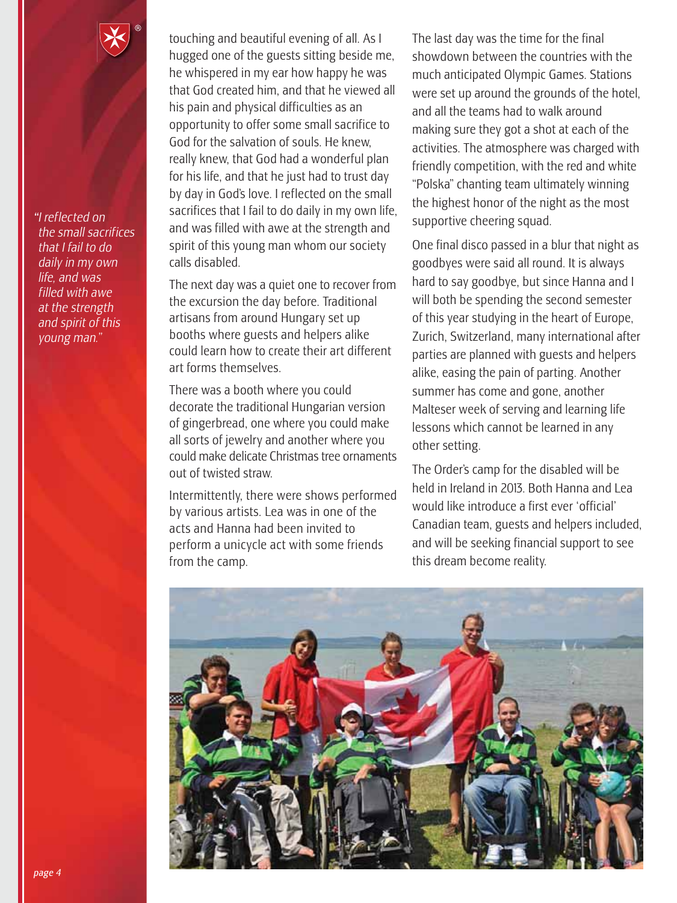touching and beautiful evening of all. As I hugged one of the guests sitting beside me, he whispered in my ear how happy he was that God created him, and that he viewed all his pain and physical difficulties as an opportunity to offer some small sacrifice to God for the salvation of souls. He knew, really knew, that God had a wonderful plan for his life, and that he just had to trust day by day in God's love. I reflected on the small sacrifices that I fail to do daily in my own life, and was filled with awe at the strength and spirit of this young man whom our society calls disabled.

*"I reflected on the small sacrifices that I fail to do daily in my own life, and was filled with awe at the strength and spirit of this young man."*

The next day was a quiet one to recover from the excursion the day before. Traditional artisans from around Hungary set up booths where guests and helpers alike could learn how to create their art different art forms themselves.

There was a booth where you could decorate the traditional Hungarian version of gingerbread, one where you could make all sorts of jewelry and another where you could make delicate Christmas tree ornaments out of twisted straw.

Intermittently, there were shows performed by various artists. Lea was in one of the acts and Hanna had been invited to perform a unicycle act with some friends from the camp.

The last day was the time for the final showdown between the countries with the much anticipated Olympic Games. Stations were set up around the grounds of the hotel, and all the teams had to walk around making sure they got a shot at each of the activities. The atmosphere was charged with friendly competition, with the red and white "Polska" chanting team ultimately winning the highest honor of the night as the most supportive cheering squad.

One final disco passed in a blur that night as goodbyes were said all round. It is always hard to say goodbye, but since Hanna and I will both be spending the second semester of this year studying in the heart of Europe, Zurich, Switzerland, many international after parties are planned with guests and helpers alike, easing the pain of parting. Another summer has come and gone, another Malteser week of serving and learning life lessons which cannot be learned in any other setting.

The Order's camp for the disabled will be held in Ireland in 2013. Both Hanna and Lea would like introduce a first ever 'official' Canadian team, guests and helpers included, and will be seeking financial support to see this dream become reality.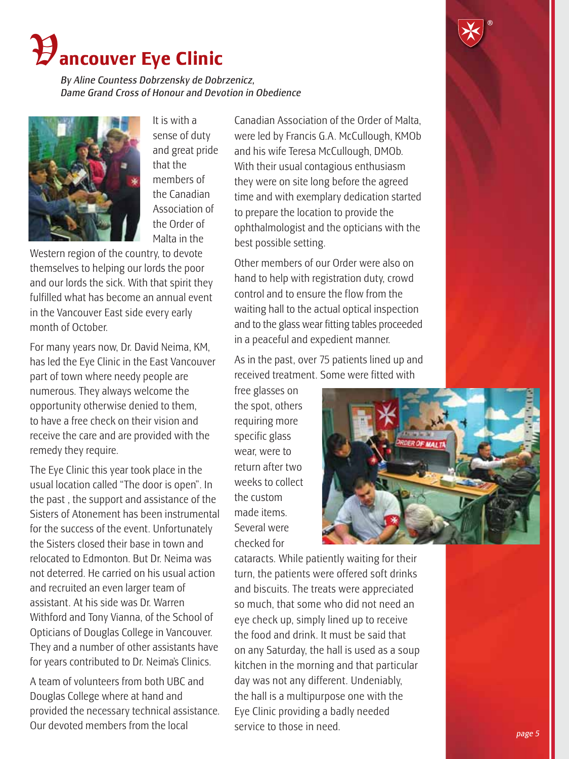# Vancouver Eye Clinic

*By Aline Countess Dobrzensky de Dobrzenicz, Dame Grand Cross of Honour and Devotion in Obedience*

It is with a sense of duty and great pride that the members of the Canadian Association of the Order of Malta in the Western region of the country, to devote themselves to helping our lords the poor and our lords the sick. With that spirit they fulfilled what has become an annual event in the Vancouver East side every early month of October.

For many years now, Dr. David Neima, KM, has led the Eye Clinic in the East Vancouver part of town where needy people are numerous. They always welcome the opportunity otherwise denied to them, to have a free check on their vision and receive the care and are provided with the remedy they require.

The Eye Clinic this year took place in the usual location called "The door is open". In the past , the support and assistance of the Sisters of Atonement has been instrumental for the success of the event. Unfortunately the Sisters closed their base in town and relocated to Edmonton. But Dr. Neima was not deterred. He carried on his usual action and recruited an even larger team of assistant. At his side was Dr. Warren Withford and Tony Vianna, of the School of Opticians of Douglas College in Vancouver. They and a number of other assistants have for years contributed to Dr. Neima's Clinics.

A team of volunteers from both UBC and Douglas College where at hand and provided the necessary technical assistance. Our devoted members from the local Canadian Association of the Order of Malta, were led by Francis G.A. McCullough, KMOb and his wife Teresa McCullough, DMOb. With their usual contagious enthusiasm they were on site long before the agreed time and with exemplary dedication started to prepare the location to provide the ophthalmologist and the opticians with the best possible setting.

Other members of our Order were also on hand to help with registration duty, crowd control and to ensure the flow from the waiting hall to the actual optical inspection and to the glass wear fitting tables proceeded in a peaceful and expedient manner.

As in the past, over 75 patients lined up and received treatment. Some were fitted with free glasses on the spot, others requiring more specific glass wear, were to return after two weeks to collect the custom made items. Several were checked for cataracts. While patiently waiting for their turn, the patients were offered soft drinks and biscuits. The treats were appreciated so much, that some who did not need an eye check up, simply lined up to receive the food and drink. It must be said that on any Saturday, the hall is used as a soup kitchen in the morning and that particular day was not any different. Undeniably, the hall is a multipurpose one with the Eye Clinic providing a badly needed service to those in need.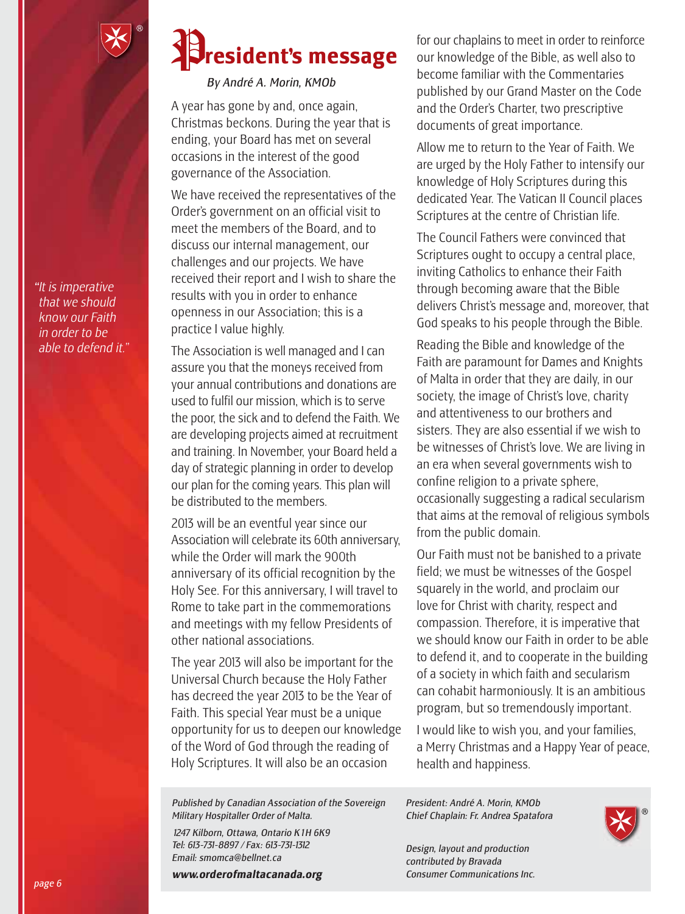# President's message

*By André A. Morin, KMOb*

*"It is imperative that we should know our Faith in order to be able to defend it."*

A year has gone by and, once again, Christmas beckons. During the year that is ending, your Board has met on several occasions in the interest of the good governance of the Association.

We have received the representatives of the Order's government on an official visit to meet the members of the Board, and to discuss our internal management, our challenges and our projects. We have received their report and I wish to share the results with you in order to enhance openness in our Association; this is a practice I value highly.

The Association is well managed and I can assure you that the moneys received from your annual contributions and donations are used to fulfil our mission, which is to serve the poor, the sick and to defend the Faith. We are developing projects aimed at recruitment and training. In November, your Board held a day of strategic planning in order to develop our plan for the coming years. This plan will be distributed to the members.

2013 will be an eventful year since our Association will celebrate its 60th anniversary, while the Order will mark the 900th anniversary of its official recognition by the Holy See. For this anniversary, I will travel to Rome to take part in the commemorations and meetings with my fellow Presidents of other national associations.

The year 2013 will also be important for the Universal Church because the Holy Father has decreed the year 2013 to be the Year of Faith. This special Year must be a unique opportunity for us to deepen our knowledge of the Word of God through the reading of Holy Scriptures. It will also be an occasion for our chaplains to meet in order to reinforce our knowledge of the Bible, as well also to become familiar with the Commentaries published by our Grand Master on the Code and the Order's Charter, two prescriptive documents of great importance.

Allow me to return to the Year of Faith. We are urged by the Holy Father to intensify our knowledge of Holy Scriptures during this dedicated Year. The Vatican II Council places Scriptures at the centre of Christian life.

The Council Fathers were convinced that Scriptures ought to occupy a central place, inviting Catholics to enhance their Faith through becoming aware that the Bible delivers Christ's message and, moreover, that God speaks to his people through the Bible.

Reading the Bible and knowledge of the Faith are paramount for Dames and Knights of Malta in order that they are daily, in our society, the image of Christ's love, charity and attentiveness to our brothers and sisters. They are also essential if we wish to be witnesses of Christ's love. We are living in an era when several governments wish to confine religion to a private sphere, occasionally suggesting a radical secularism that aims at the removal of religious symbols from the public domain.

Our Faith must not be banished to a private field; we must be witnesses of the Gospel squarely in the world, and proclaim our love for Christ with charity, respect and compassion. Therefore, it is imperative that we should know our Faith in order to be able to defend it, and to cooperate in the building of a society in which faith and secularism can cohabit harmoniously. It is an ambitious program, but so tremendously important.

I would like to wish you, and your families, a Merry Christmas and a Happy Year of peace, health and happiness.

---

*Published by Canadian Association of the Sovereign Military Hospitaller Order of Malta.*

*1247 Kilborn, Ottawa, Ontario K1H 6K9*
*Tel: 613-731-8897 / Fax: 613-731-1312*
*Email: smomca@bellnet.ca*

***www.orderofmaltacanada.org***

*President: André A. Morin, KMOb*
*Chief Chaplain: Fr. Andrea Spatafora*

*Design, layout and production contributed by Bravada Consumer Communications Inc.*